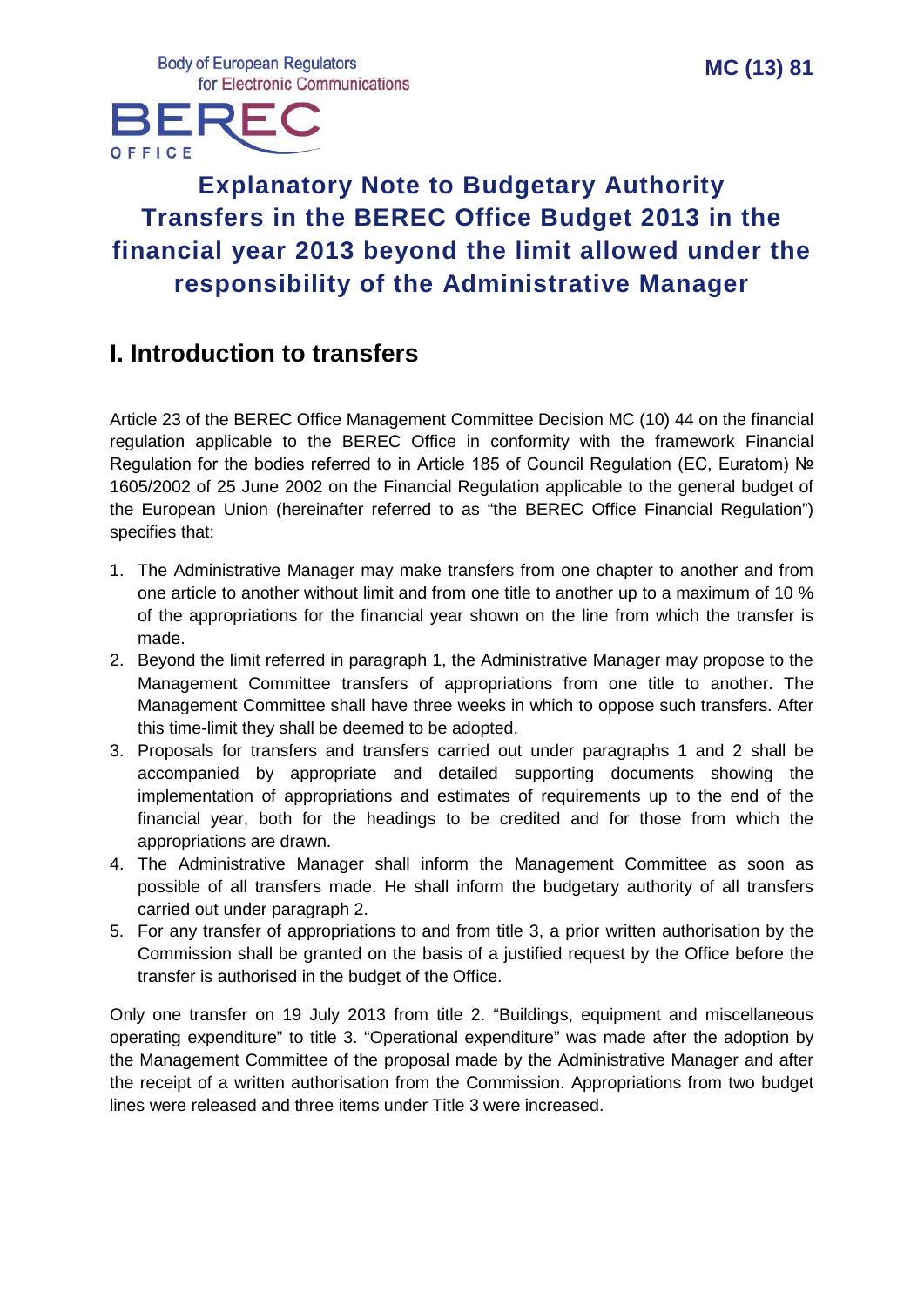Body of European Regulators for Electronic Communications

BEREC OFFICE

MC (13) 81

# Explanatory Note to Budgetary Authority Transfers in the BEREC Office Budget 2013 in the financial year 2013 beyond the limit allowed under the responsibility of the Administrative Manager

## I. Introduction to transfers

Article 23 of the BEREC Office Management Committee Decision MC (10) 44 on the financial regulation applicable to the BEREC Office in conformity with the framework Financial Regulation for the bodies referred to in Article 185 of Council Regulation (EC, Euratom) № 1605/2002 of 25 June 2002 on the Financial Regulation applicable to the general budget of the European Union (hereinafter referred to as "the BEREC Office Financial Regulation") specifies that:

1. The Administrative Manager may make transfers from one chapter to another and from one article to another without limit and from one title to another up to a maximum of 10 % of the appropriations for the financial year shown on the line from which the transfer is made.
2. Beyond the limit referred in paragraph 1, the Administrative Manager may propose to the Management Committee transfers of appropriations from one title to another. The Management Committee shall have three weeks in which to oppose such transfers. After this time-limit they shall be deemed to be adopted.
3. Proposals for transfers and transfers carried out under paragraphs 1 and 2 shall be accompanied by appropriate and detailed supporting documents showing the implementation of appropriations and estimates of requirements up to the end of the financial year, both for the headings to be credited and for those from which the appropriations are drawn.
4. The Administrative Manager shall inform the Management Committee as soon as possible of all transfers made. He shall inform the budgetary authority of all transfers carried out under paragraph 2.
5. For any transfer of appropriations to and from title 3, a prior written authorisation by the Commission shall be granted on the basis of a justified request by the Office before the transfer is authorised in the budget of the Office.

Only one transfer on 19 July 2013 from title 2. "Buildings, equipment and miscellaneous operating expenditure" to title 3. "Operational expenditure" was made after the adoption by the Management Committee of the proposal made by the Administrative Manager and after the receipt of a written authorisation from the Commission. Appropriations from two budget lines were released and three items under Title 3 were increased.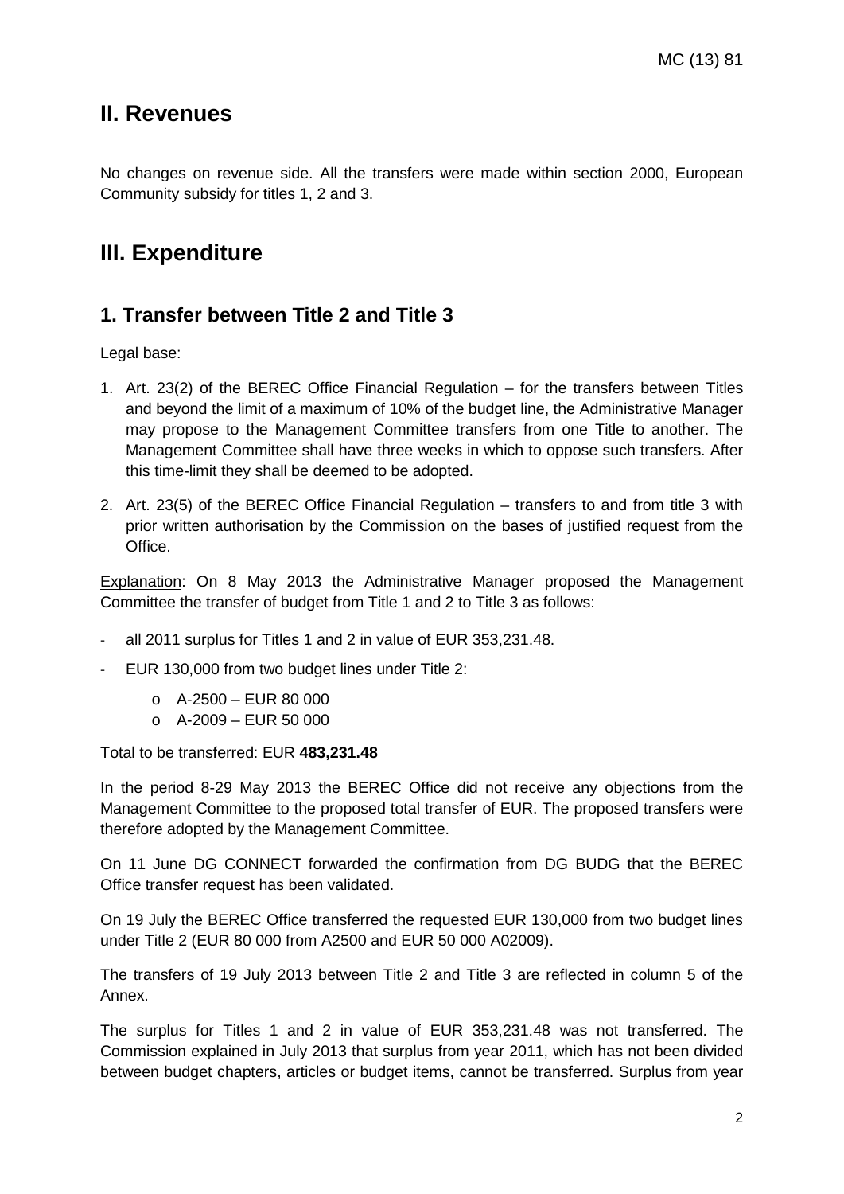## II. Revenues

No changes on revenue side. All the transfers were made within section 2000, European Community subsidy for titles 1, 2 and 3.

## III. Expenditure

### 1. Transfer between Title 2 and Title 3

Legal base:

1. Art. 23(2) of the BEREC Office Financial Regulation – for the transfers between Titles and beyond the limit of a maximum of 10% of the budget line, the Administrative Manager may propose to the Management Committee transfers from one Title to another. The Management Committee shall have three weeks in which to oppose such transfers. After this time-limit they shall be deemed to be adopted.
2. Art. 23(5) of the BEREC Office Financial Regulation – transfers to and from title 3 with prior written authorisation by the Commission on the bases of justified request from the Office.

Explanation: On 8 May 2013 the Administrative Manager proposed the Management Committee the transfer of budget from Title 1 and 2 to Title 3 as follows:

- all 2011 surplus for Titles 1 and 2 in value of EUR 353,231.48.
- EUR 130,000 from two budget lines under Title 2:
  - A-2500 – EUR 80 000
  - A-2009 – EUR 50 000

Total to be transferred: EUR **483,231.48**

In the period 8-29 May 2013 the BEREC Office did not receive any objections from the Management Committee to the proposed total transfer of EUR. The proposed transfers were therefore adopted by the Management Committee.

On 11 June DG CONNECT forwarded the confirmation from DG BUDG that the BEREC Office transfer request has been validated.

On 19 July the BEREC Office transferred the requested EUR 130,000 from two budget lines under Title 2 (EUR 80 000 from A2500 and EUR 50 000 A02009).

The transfers of 19 July 2013 between Title 2 and Title 3 are reflected in column 5 of the Annex.

The surplus for Titles 1 and 2 in value of EUR 353,231.48 was not transferred. The Commission explained in July 2013 that surplus from year 2011, which has not been divided between budget chapters, articles or budget items, cannot be transferred. Surplus from year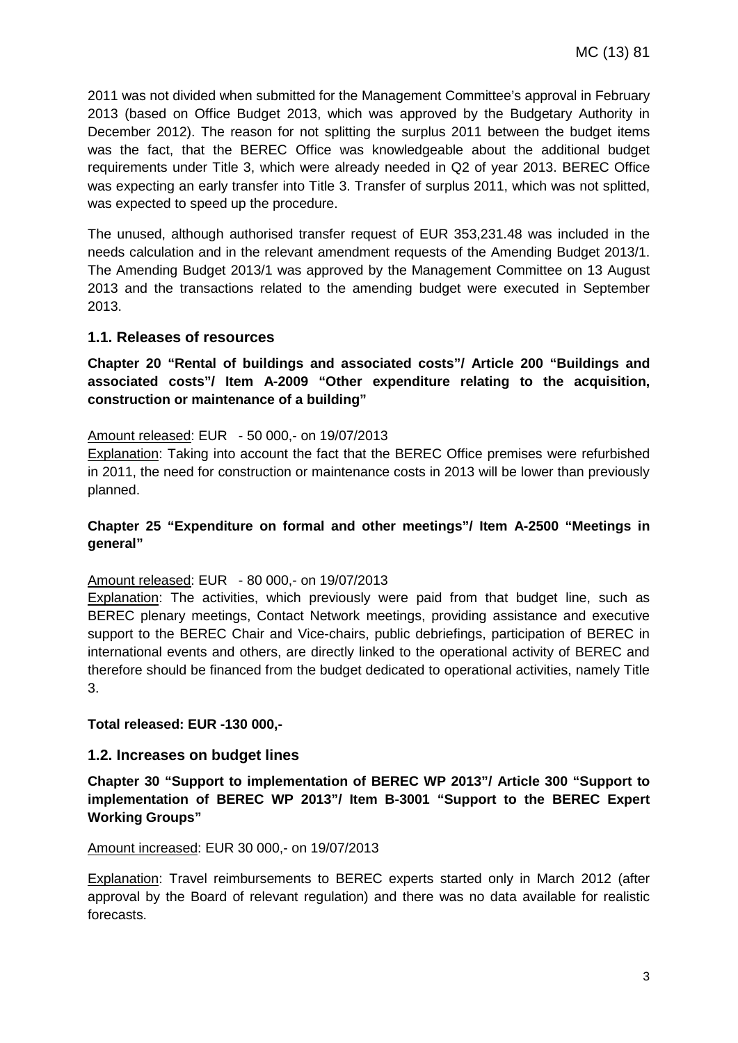2011 was not divided when submitted for the Management Committee's approval in February 2013 (based on Office Budget 2013, which was approved by the Budgetary Authority in December 2012). The reason for not splitting the surplus 2011 between the budget items was the fact, that the BEREC Office was knowledgeable about the additional budget requirements under Title 3, which were already needed in Q2 of year 2013. BEREC Office was expecting an early transfer into Title 3. Transfer of surplus 2011, which was not splitted, was expected to speed up the procedure.

The unused, although authorised transfer request of EUR 353,231.48 was included in the needs calculation and in the relevant amendment requests of the Amending Budget 2013/1. The Amending Budget 2013/1 was approved by the Management Committee on 13 August 2013 and the transactions related to the amending budget were executed in September 2013.

## 1.1. Releases of resources

**Chapter 20 "Rental of buildings and associated costs"/ Article 200 "Buildings and associated costs"/ Item A-2009 "Other expenditure relating to the acquisition, construction or maintenance of a building"**

Amount released: EUR - 50 000,- on 19/07/2013

Explanation: Taking into account the fact that the BEREC Office premises were refurbished in 2011, the need for construction or maintenance costs in 2013 will be lower than previously planned.

**Chapter 25 "Expenditure on formal and other meetings"/ Item A-2500 "Meetings in general"**

Amount released: EUR - 80 000,- on 19/07/2013

Explanation: The activities, which previously were paid from that budget line, such as BEREC plenary meetings, Contact Network meetings, providing assistance and executive support to the BEREC Chair and Vice-chairs, public debriefings, participation of BEREC in international events and others, are directly linked to the operational activity of BEREC and therefore should be financed from the budget dedicated to operational activities, namely Title 3.

**Total released: EUR -130 000,-**

## 1.2. Increases on budget lines

**Chapter 30 "Support to implementation of BEREC WP 2013"/ Article 300 "Support to implementation of BEREC WP 2013"/ Item B-3001 "Support to the BEREC Expert Working Groups"**

Amount increased: EUR 30 000,- on 19/07/2013

Explanation: Travel reimbursements to BEREC experts started only in March 2012 (after approval by the Board of relevant regulation) and there was no data available for realistic forecasts.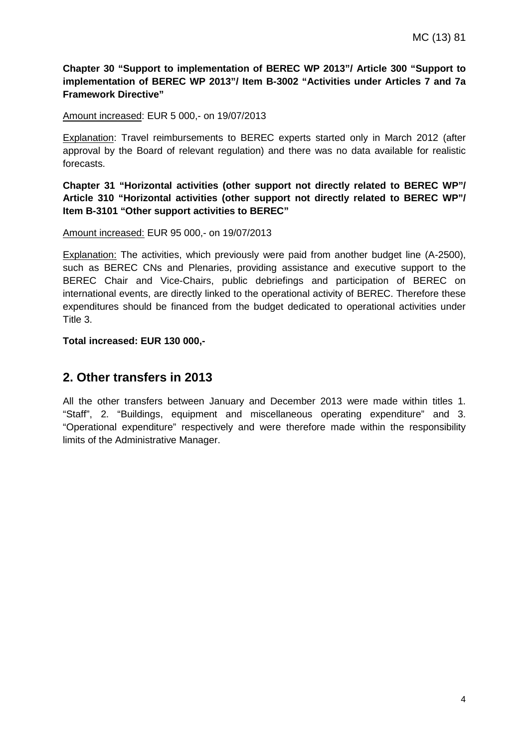**Chapter 30 "Support to implementation of BEREC WP 2013"/ Article 300 "Support to implementation of BEREC WP 2013"/ Item B-3002 "Activities under Articles 7 and 7a Framework Directive"**

Amount increased: EUR 5 000,- on 19/07/2013

Explanation: Travel reimbursements to BEREC experts started only in March 2012 (after approval by the Board of relevant regulation) and there was no data available for realistic forecasts.

**Chapter 31 "Horizontal activities (other support not directly related to BEREC WP"/ Article 310 "Horizontal activities (other support not directly related to BEREC WP"/ Item B-3101 "Other support activities to BEREC"**

Amount increased: EUR 95 000,- on 19/07/2013

Explanation: The activities, which previously were paid from another budget line (A-2500), such as BEREC CNs and Plenaries, providing assistance and executive support to the BEREC Chair and Vice-Chairs, public debriefings and participation of BEREC on international events, are directly linked to the operational activity of BEREC. Therefore these expenditures should be financed from the budget dedicated to operational activities under Title 3.

**Total increased: EUR 130 000,-**

## 2. Other transfers in 2013

All the other transfers between January and December 2013 were made within titles 1. "Staff", 2. "Buildings, equipment and miscellaneous operating expenditure" and 3. "Operational expenditure" respectively and were therefore made within the responsibility limits of the Administrative Manager.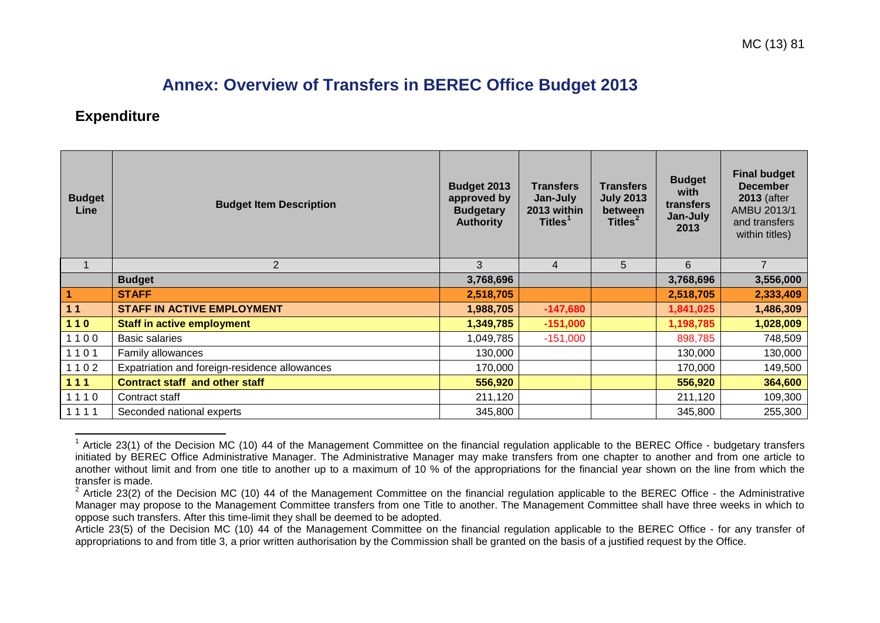# Annex: Overview of Transfers in BEREC Office Budget 2013

## Expenditure

| Budget Line | Budget Item Description | Budget 2013 approved by Budgetary Authority | Transfers Jan-July 2013 within Titles[1] | Transfers July 2013 between Titles[2] | Budget with transfers Jan-July 2013 | Final budget December 2013 (after AMBU 2013/1 and transfers within titles) |
|---|---|---|---|---|---|---|
| 1 | 2 | 3 | 4 | 5 | 6 | 7 |
| | **Budget** | **3,768,696** | | | **3,768,696** | **3,556,000** |
| **1** | **STAFF** | **2,518,705** | | | **2,518,705** | **2,333,409** |
| **1 1** | **STAFF IN ACTIVE EMPLOYMENT** | **1,988,705** | **-147,680** | | **1,841,025** | **1,486,309** |
| **1 1 0** | **Staff in active employment** | **1,349,785** | **-151,000** | | **1,198,785** | **1,028,009** |
| 1 1 0 0 | Basic salaries | 1,049,785 | -151,000 | | 898,785 | 748,509 |
| 1 1 0 1 | Family allowances | 130,000 | | | 130,000 | 130,000 |
| 1 1 0 2 | Expatriation and foreign-residence allowances | 170,000 | | | 170,000 | 149,500 |
| **1 1 1** | **Contract staff and other staff** | **556,920** | | | **556,920** | **364,600** |
| 1 1 1 0 | Contract staff | 211,120 | | | 211,120 | 109,300 |
| 1 1 1 1 | Seconded national experts | 345,800 | | | 345,800 | 255,300 |

[1] Article 23(1) of the Decision MC (10) 44 of the Management Committee on the financial regulation applicable to the BEREC Office - budgetary transfers initiated by BEREC Office Administrative Manager. The Administrative Manager may make transfers from one chapter to another and from one article to another without limit and from one title to another up to a maximum of 10 % of the appropriations for the financial year shown on the line from which the transfer is made.

[2] Article 23(2) of the Decision MC (10) 44 of the Management Committee on the financial regulation applicable to the BEREC Office - the Administrative Manager may propose to the Management Committee transfers from one Title to another. The Management Committee shall have three weeks in which to oppose such transfers. After this time-limit they shall be deemed to be adopted.

Article 23(5) of the Decision MC (10) 44 of the Management Committee on the financial regulation applicable to the BEREC Office - for any transfer of appropriations to and from title 3, a prior written authorisation by the Commission shall be granted on the basis of a justified request by the Office.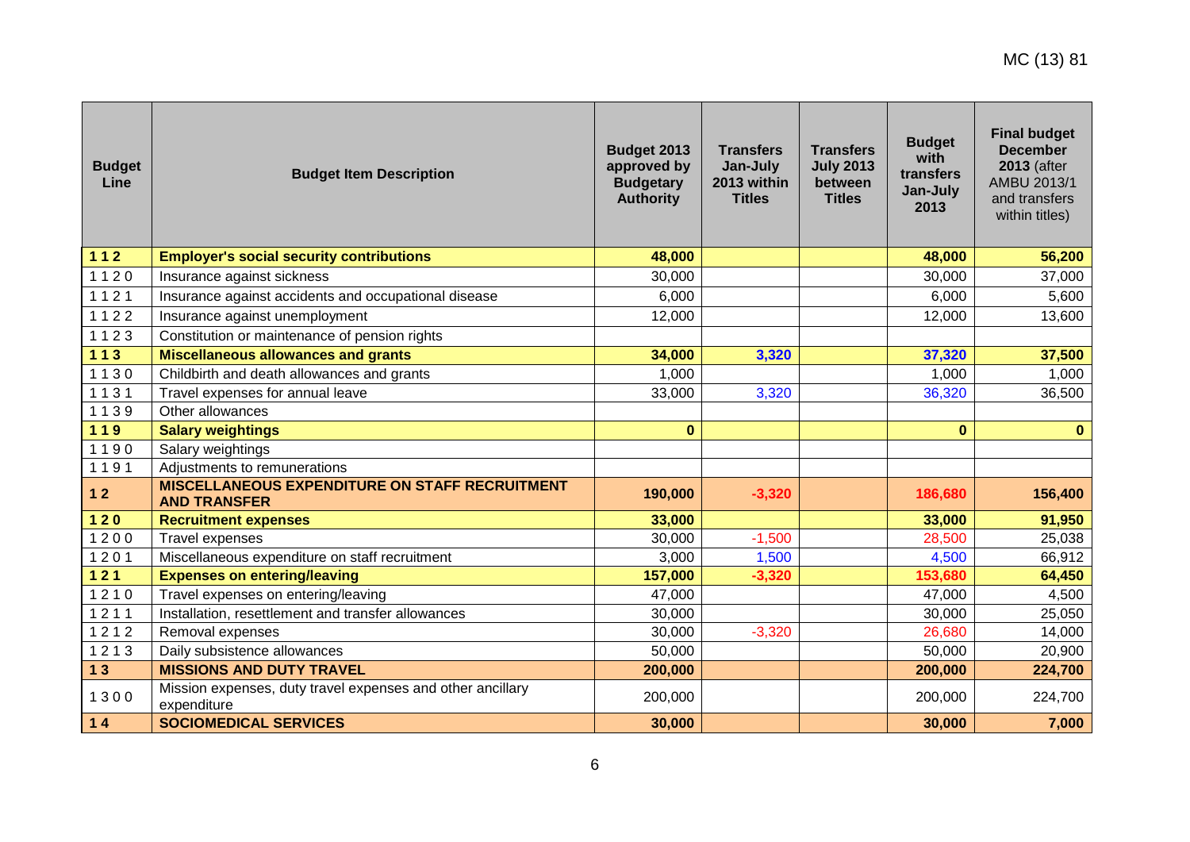| Budget Line | Budget Item Description | Budget 2013 approved by Budgetary Authority | Transfers Jan-July 2013 within Titles | Transfers July 2013 between Titles | Budget with transfers Jan-July 2013 | Final budget December 2013 (after AMBU 2013/1 and transfers within titles) |
|---|---|---|---|---|---|---|
| **1 1 2** | **Employer's social security contributions** | **48,000** | | | **48,000** | **56,200** |
| 1 1 2 0 | Insurance against sickness | 30,000 | | | 30,000 | 37,000 |
| 1 1 2 1 | Insurance against accidents and occupational disease | 6,000 | | | 6,000 | 5,600 |
| 1 1 2 2 | Insurance against unemployment | 12,000 | | | 12,000 | 13,600 |
| 1 1 2 3 | Constitution or maintenance of pension rights | | | | | |
| **1 1 3** | **Miscellaneous allowances and grants** | **34,000** | **3,320** | | **37,320** | **37,500** |
| 1 1 3 0 | Childbirth and death allowances and grants | 1,000 | | | 1,000 | 1,000 |
| 1 1 3 1 | Travel expenses for annual leave | 33,000 | 3,320 | | 36,320 | 36,500 |
| 1 1 3 9 | Other allowances | | | | | |
| **1 1 9** | **Salary weightings** | **0** | | | **0** | **0** |
| 1 1 9 0 | Salary weightings | | | | | |
| 1 1 9 1 | Adjustments to remunerations | | | | | |
| **1 2** | **MISCELLANEOUS EXPENDITURE ON STAFF RECRUITMENT AND TRANSFER** | **190,000** | **-3,320** | | **186,680** | **156,400** |
| **1 2 0** | **Recruitment expenses** | **33,000** | | | **33,000** | **91,950** |
| 1 2 0 0 | Travel expenses | 30,000 | -1,500 | | 28,500 | 25,038 |
| 1 2 0 1 | Miscellaneous expenditure on staff recruitment | 3,000 | 1,500 | | 4,500 | 66,912 |
| **1 2 1** | **Expenses on entering/leaving** | **157,000** | **-3,320** | | **153,680** | **64,450** |
| 1 2 1 0 | Travel expenses on entering/leaving | 47,000 | | | 47,000 | 4,500 |
| 1 2 1 1 | Installation, resettlement and transfer allowances | 30,000 | | | 30,000 | 25,050 |
| 1 2 1 2 | Removal expenses | 30,000 | -3,320 | | 26,680 | 14,000 |
| 1 2 1 3 | Daily subsistence allowances | 50,000 | | | 50,000 | 20,900 |
| **1 3** | **MISSIONS AND DUTY TRAVEL** | **200,000** | | | **200,000** | **224,700** |
| 1 3 0 0 | Mission expenses, duty travel expenses and other ancillary expenditure | 200,000 | | | 200,000 | 224,700 |
| **1 4** | **SOCIOMEDICAL SERVICES** | **30,000** | | | **30,000** | **7,000** |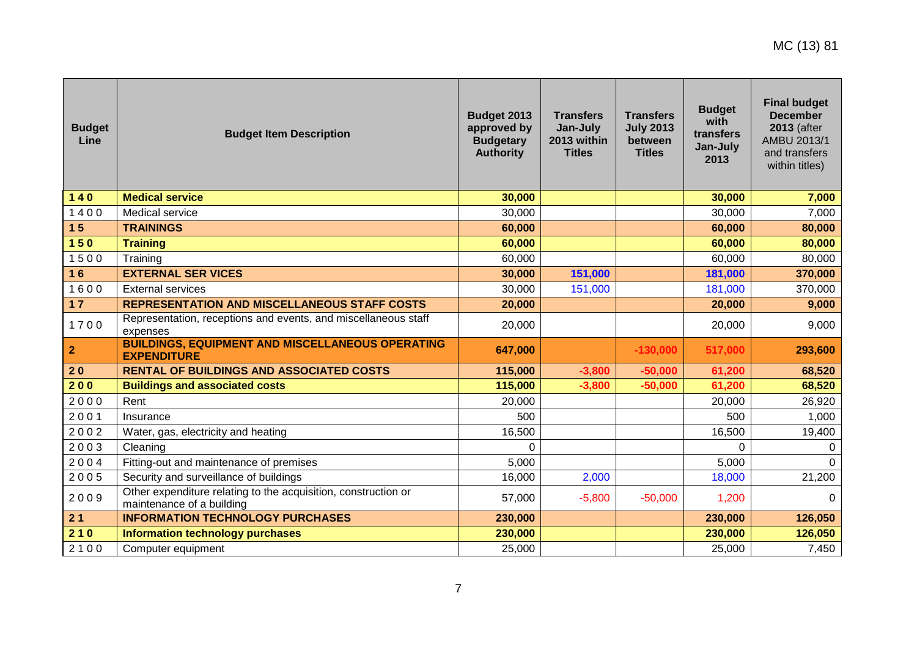| Budget Line | Budget Item Description | Budget 2013 approved by Budgetary Authority | Transfers Jan-July 2013 within Titles | Transfers July 2013 between Titles | Budget with transfers Jan-July 2013 | Final budget December 2013 (after AMBU 2013/1 and transfers within titles) |
|---|---|---|---|---|---|---|
| **1 4 0** | **Medical service** | **30,000** | | | **30,000** | **7,000** |
| 1 4 0 0 | Medical service | 30,000 | | | 30,000 | 7,000 |
| **1 5** | **TRAININGS** | **60,000** | | | **60,000** | **80,000** |
| **1 5 0** | **Training** | **60,000** | | | **60,000** | **80,000** |
| 1 5 0 0 | Training | 60,000 | | | 60,000 | 80,000 |
| **1 6** | **EXTERNAL SER VICES** | **30,000** | **151,000** | | **181,000** | **370,000** |
| 1 6 0 0 | External services | 30,000 | 151,000 | | 181,000 | 370,000 |
| **1 7** | **REPRESENTATION AND MISCELLANEOUS STAFF COSTS** | **20,000** | | | **20,000** | **9,000** |
| 1 7 0 0 | Representation, receptions and events, and miscellaneous staff expenses | 20,000 | | | 20,000 | 9,000 |
| **2** | **BUILDINGS, EQUIPMENT AND MISCELLANEOUS OPERATING EXPENDITURE** | **647,000** | | **-130,000** | **517,000** | **293,600** |
| **2 0** | **RENTAL OF BUILDINGS AND ASSOCIATED COSTS** | **115,000** | **-3,800** | **-50,000** | **61,200** | **68,520** |
| **2 0 0** | **Buildings and associated costs** | **115,000** | **-3,800** | **-50,000** | **61,200** | **68,520** |
| 2 0 0 0 | Rent | 20,000 | | | 20,000 | 26,920 |
| 2 0 0 1 | Insurance | 500 | | | 500 | 1,000 |
| 2 0 0 2 | Water, gas, electricity and heating | 16,500 | | | 16,500 | 19,400 |
| 2 0 0 3 | Cleaning | 0 | | | 0 | 0 |
| 2 0 0 4 | Fitting-out and maintenance of premises | 5,000 | | | 5,000 | 0 |
| 2 0 0 5 | Security and surveillance of buildings | 16,000 | 2,000 | | 18,000 | 21,200 |
| 2 0 0 9 | Other expenditure relating to the acquisition, construction or maintenance of a building | 57,000 | -5,800 | -50,000 | 1,200 | 0 |
| **2 1** | **INFORMATION TECHNOLOGY PURCHASES** | **230,000** | | | **230,000** | **126,050** |
| **2 1 0** | **Information technology purchases** | **230,000** | | | **230,000** | **126,050** |
| 2 1 0 0 | Computer equipment | 25,000 | | | 25,000 | 7,450 |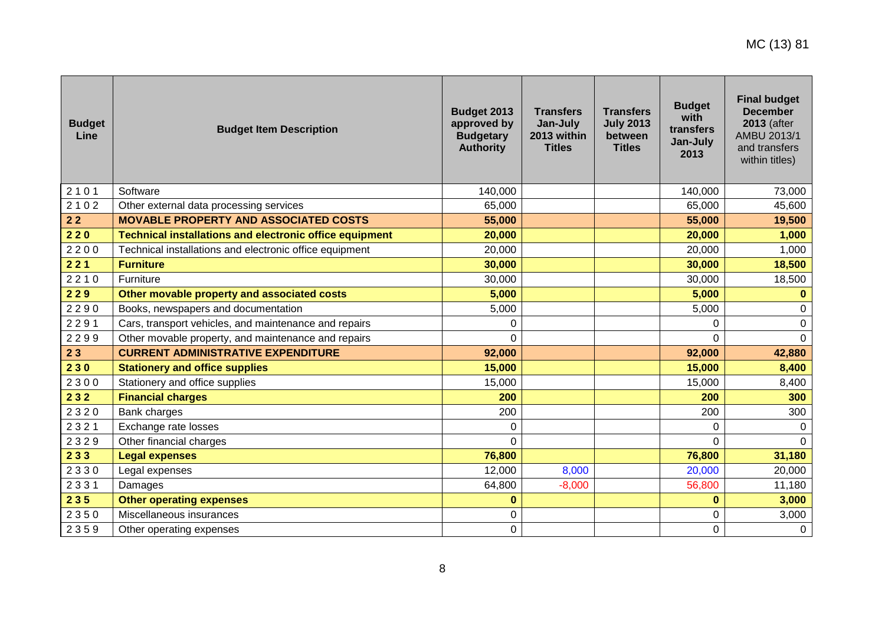| Budget Line | Budget Item Description | Budget 2013 approved by Budgetary Authority | Transfers Jan-July 2013 within Titles | Transfers July 2013 between Titles | Budget with transfers Jan-July 2013 | Final budget December 2013 (after AMBU 2013/1 and transfers within titles) |
|---|---|---|---|---|---|---|
| 2 1 0 1 | Software | 140,000 | | | 140,000 | 73,000 |
| 2 1 0 2 | Other external data processing services | 65,000 | | | 65,000 | 45,600 |
| **2 2** | **MOVABLE PROPERTY AND ASSOCIATED COSTS** | **55,000** | | | **55,000** | **19,500** |
| **2 2 0** | **Technical installations and electronic office equipment** | **20,000** | | | **20,000** | **1,000** |
| 2 2 0 0 | Technical installations and electronic office equipment | 20,000 | | | 20,000 | 1,000 |
| **2 2 1** | **Furniture** | **30,000** | | | **30,000** | **18,500** |
| 2 2 1 0 | Furniture | 30,000 | | | 30,000 | 18,500 |
| **2 2 9** | **Other movable property and associated costs** | **5,000** | | | **5,000** | **0** |
| 2 2 9 0 | Books, newspapers and documentation | 5,000 | | | 5,000 | 0 |
| 2 2 9 1 | Cars, transport vehicles, and maintenance and repairs | 0 | | | 0 | 0 |
| 2 2 9 9 | Other movable property, and maintenance and repairs | 0 | | | 0 | 0 |
| **2 3** | **CURRENT ADMINISTRATIVE EXPENDITURE** | **92,000** | | | **92,000** | **42,880** |
| **2 3 0** | **Stationery and office supplies** | **15,000** | | | **15,000** | **8,400** |
| 2 3 0 0 | Stationery and office supplies | 15,000 | | | 15,000 | 8,400 |
| **2 3 2** | **Financial charges** | **200** | | | **200** | **300** |
| 2 3 2 0 | Bank charges | 200 | | | 200 | 300 |
| 2 3 2 1 | Exchange rate losses | 0 | | | 0 | 0 |
| 2 3 2 9 | Other financial charges | 0 | | | 0 | 0 |
| **2 3 3** | **Legal expenses** | **76,800** | | | **76,800** | **31,180** |
| 2 3 3 0 | Legal expenses | 12,000 | 8,000 | | 20,000 | 20,000 |
| 2 3 3 1 | Damages | 64,800 | -8,000 | | 56,800 | 11,180 |
| **2 3 5** | **Other operating expenses** | **0** | | | **0** | **3,000** |
| 2 3 5 0 | Miscellaneous insurances | 0 | | | 0 | 3,000 |
| 2 3 5 9 | Other operating expenses | 0 | | | 0 | 0 |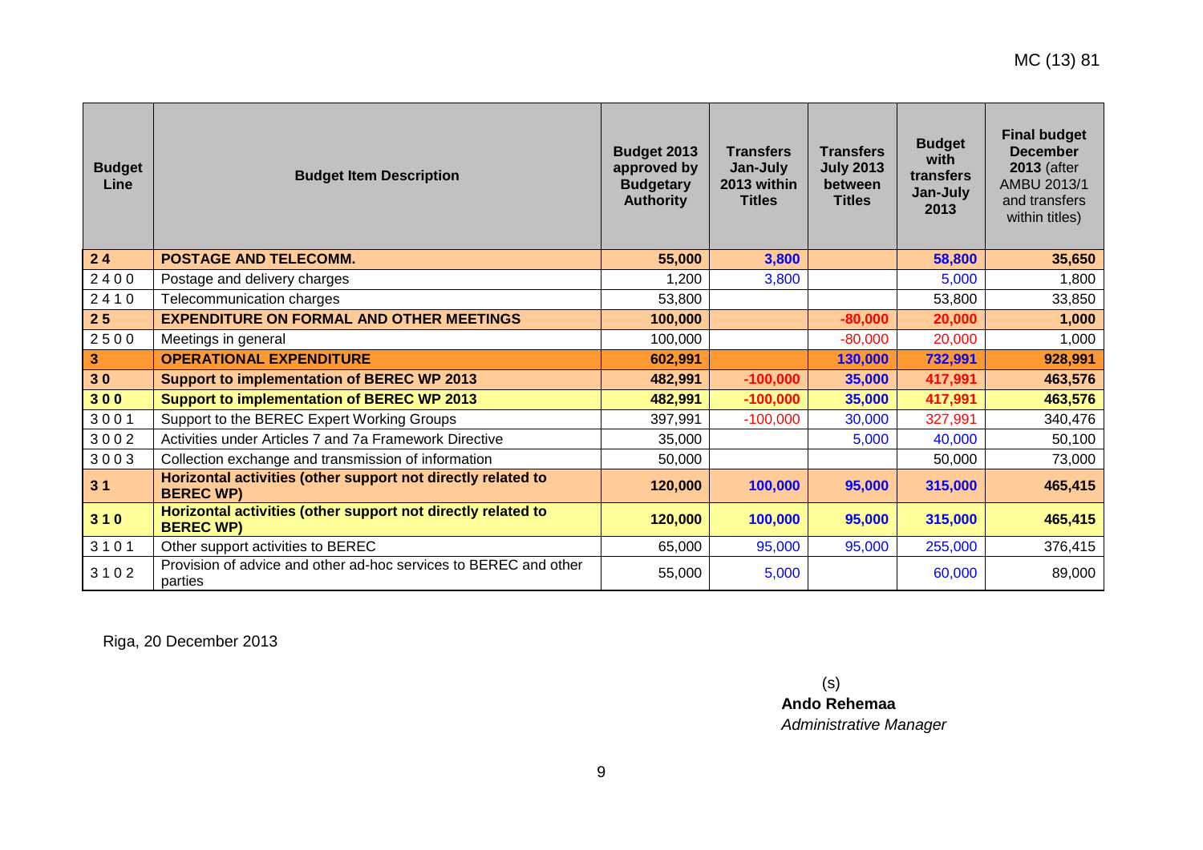| Budget Line | Budget Item Description | Budget 2013 approved by Budgetary Authority | Transfers Jan-July 2013 within Titles | Transfers July 2013 between Titles | Budget with transfers Jan-July 2013 | Final budget December 2013 (after AMBU 2013/1 and transfers within titles) |
|---|---|---|---|---|---|---|
| **2 4** | **POSTAGE AND TELECOMM.** | **55,000** | **3,800** | | **58,800** | **35,650** |
| 2 4 0 0 | Postage and delivery charges | 1,200 | 3,800 | | 5,000 | 1,800 |
| 2 4 1 0 | Telecommunication charges | 53,800 | | | 53,800 | 33,850 |
| **2 5** | **EXPENDITURE ON FORMAL AND OTHER MEETINGS** | **100,000** | | **-80,000** | **20,000** | **1,000** |
| 2 5 0 0 | Meetings in general | 100,000 | | -80,000 | 20,000 | 1,000 |
| **3** | **OPERATIONAL EXPENDITURE** | **602,991** | | **130,000** | **732,991** | **928,991** |
| **3 0** | **Support to implementation of BEREC WP 2013** | **482,991** | **-100,000** | **35,000** | **417,991** | **463,576** |
| **3 0 0** | **Support to implementation of BEREC WP 2013** | **482,991** | **-100,000** | **35,000** | **417,991** | **463,576** |
| 3 0 0 1 | Support to the BEREC Expert Working Groups | 397,991 | -100,000 | 30,000 | 327,991 | 340,476 |
| 3 0 0 2 | Activities under Articles 7 and 7a Framework Directive | 35,000 | | 5,000 | 40,000 | 50,100 |
| 3 0 0 3 | Collection exchange and transmission of information | 50,000 | | | 50,000 | 73,000 |
| **3 1** | **Horizontal activities (other support not directly related to BEREC WP)** | **120,000** | **100,000** | **95,000** | **315,000** | **465,415** |
| **3 1 0** | **Horizontal activities (other support not directly related to BEREC WP)** | **120,000** | **100,000** | **95,000** | **315,000** | **465,415** |
| 3 1 0 1 | Other support activities to BEREC | 65,000 | 95,000 | 95,000 | 255,000 | 376,415 |
| 3 1 0 2 | Provision of advice and other ad-hoc services to BEREC and other parties | 55,000 | 5,000 | | 60,000 | 89,000 |

Riga, 20 December 2013

(s)
**Ando Rehemaa**
*Administrative Manager*